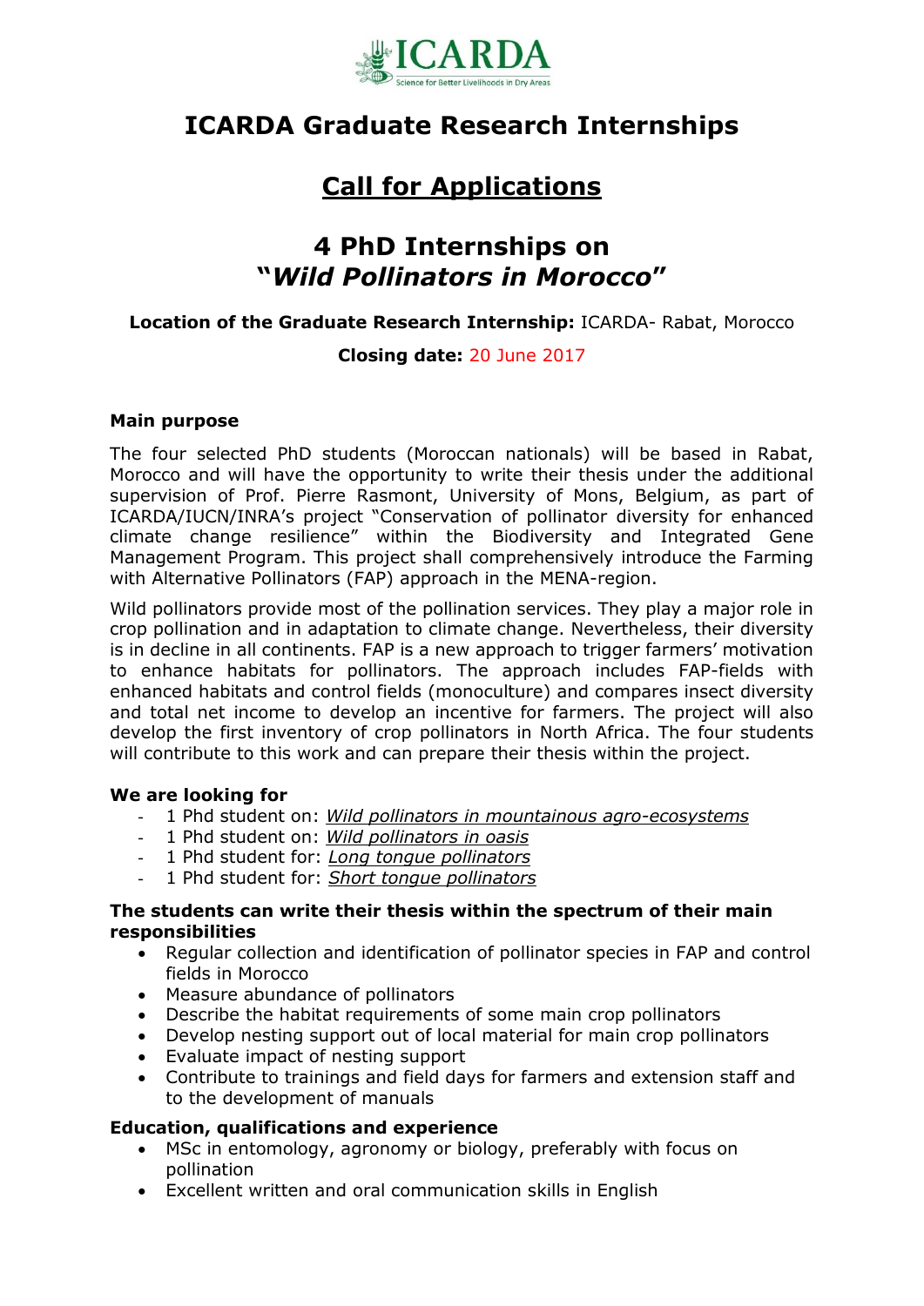ICARDA
Science for Better Livelihoods in Dry Areas

# ICARDA Graduate Research Internships

## Call for Applications

## 4 PhD Internships on "*Wild Pollinators in Morocco*"

**Location of the Graduate Research Internship:** ICARDA- Rabat, Morocco

**Closing date:** 20 June 2017

### Main purpose

The four selected PhD students (Moroccan nationals) will be based in Rabat, Morocco and will have the opportunity to write their thesis under the additional supervision of Prof. Pierre Rasmont, University of Mons, Belgium, as part of ICARDA/IUCN/INRA's project "Conservation of pollinator diversity for enhanced climate change resilience" within the Biodiversity and Integrated Gene Management Program. This project shall comprehensively introduce the Farming with Alternative Pollinators (FAP) approach in the MENA-region.

Wild pollinators provide most of the pollination services. They play a major role in crop pollination and in adaptation to climate change. Nevertheless, their diversity is in decline in all continents. FAP is a new approach to trigger farmers' motivation to enhance habitats for pollinators. The approach includes FAP-fields with enhanced habitats and control fields (monoculture) and compares insect diversity and total net income to develop an incentive for farmers. The project will also develop the first inventory of crop pollinators in North Africa. The four students will contribute to this work and can prepare their thesis within the project.

### We are looking for

- 1 Phd student on: *Wild pollinators in mountainous agro-ecosystems*
- 1 Phd student on: *Wild pollinators in oasis*
- 1 Phd student for: *Long tongue pollinators*
- 1 Phd student for: *Short tongue pollinators*

### The students can write their thesis within the spectrum of their main responsibilities

- Regular collection and identification of pollinator species in FAP and control fields in Morocco
- Measure abundance of pollinators
- Describe the habitat requirements of some main crop pollinators
- Develop nesting support out of local material for main crop pollinators
- Evaluate impact of nesting support
- Contribute to trainings and field days for farmers and extension staff and to the development of manuals

### Education, qualifications and experience

- MSc in entomology, agronomy or biology, preferably with focus on pollination
- Excellent written and oral communication skills in English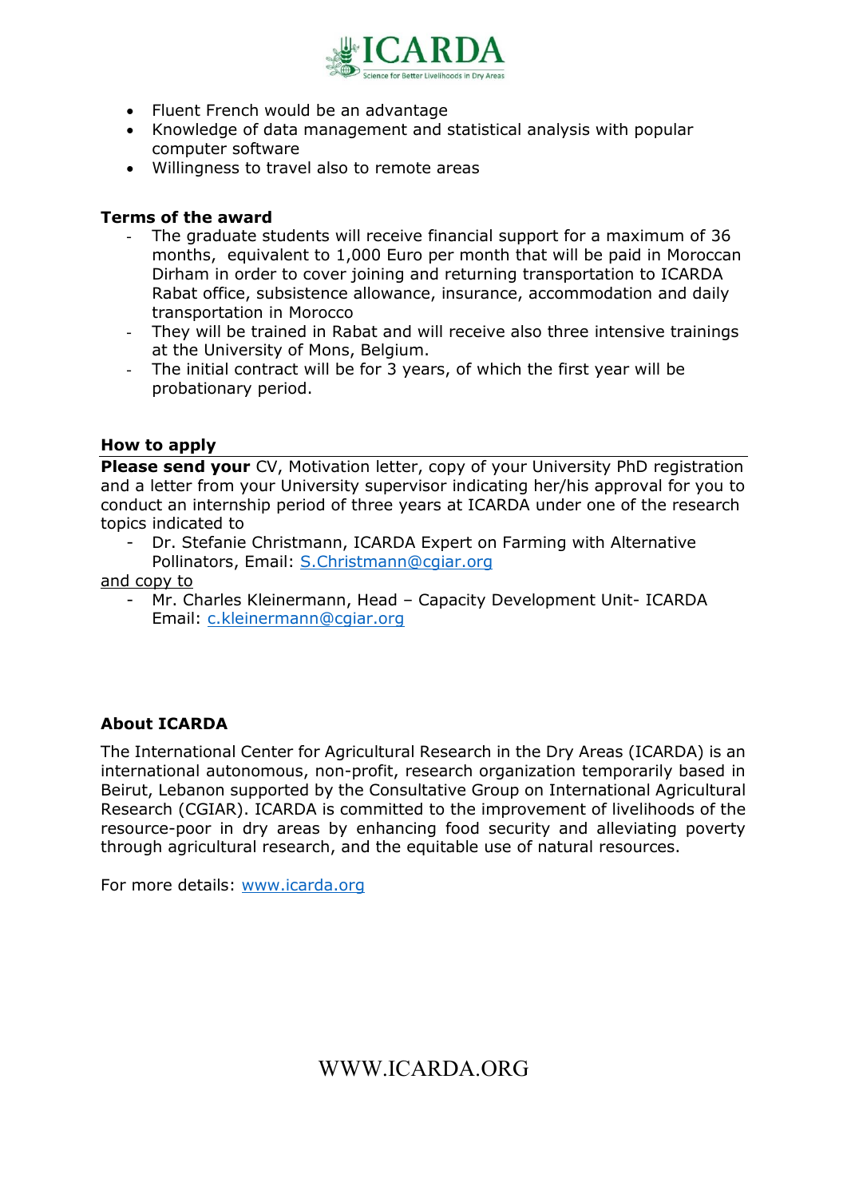- Fluent French would be an advantage
- Knowledge of data management and statistical analysis with popular computer software
- Willingness to travel also to remote areas

**Terms of the award**

- The graduate students will receive financial support for a maximum of 36 months, equivalent to 1,000 Euro per month that will be paid in Moroccan Dirham in order to cover joining and returning transportation to ICARDA Rabat office, subsistence allowance, insurance, accommodation and daily transportation in Morocco
- They will be trained in Rabat and will receive also three intensive trainings at the University of Mons, Belgium.
- The initial contract will be for 3 years, of which the first year will be probationary period.

**How to apply**

**Please send your** CV, Motivation letter, copy of your University PhD registration and a letter from your University supervisor indicating her/his approval for you to conduct an internship period of three years at ICARDA under one of the research topics indicated to

- Dr. Stefanie Christmann, ICARDA Expert on Farming with Alternative Pollinators, Email: S.Christmann@cgiar.org

and copy to

- Mr. Charles Kleinermann, Head – Capacity Development Unit- ICARDA Email: c.kleinermann@cgiar.org

**About ICARDA**

The International Center for Agricultural Research in the Dry Areas (ICARDA) is an international autonomous, non-profit, research organization temporarily based in Beirut, Lebanon supported by the Consultative Group on International Agricultural Research (CGIAR). ICARDA is committed to the improvement of livelihoods of the resource-poor in dry areas by enhancing food security and alleviating poverty through agricultural research, and the equitable use of natural resources.

For more details: www.icarda.org